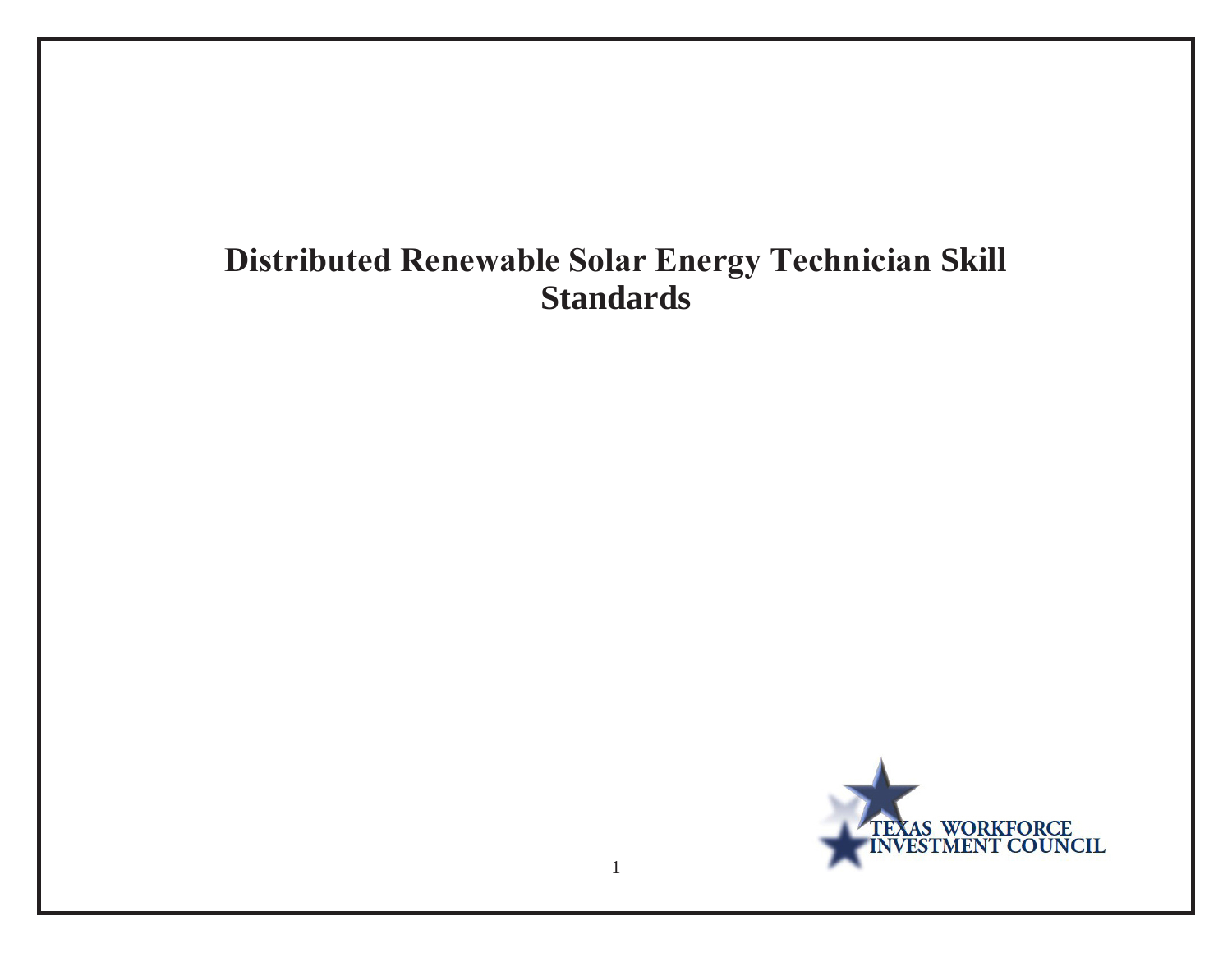# Distributed Renewable Solar Energy Technician Skill Standards

TEXAS WORKFORCE INVESTMENT COUNCIL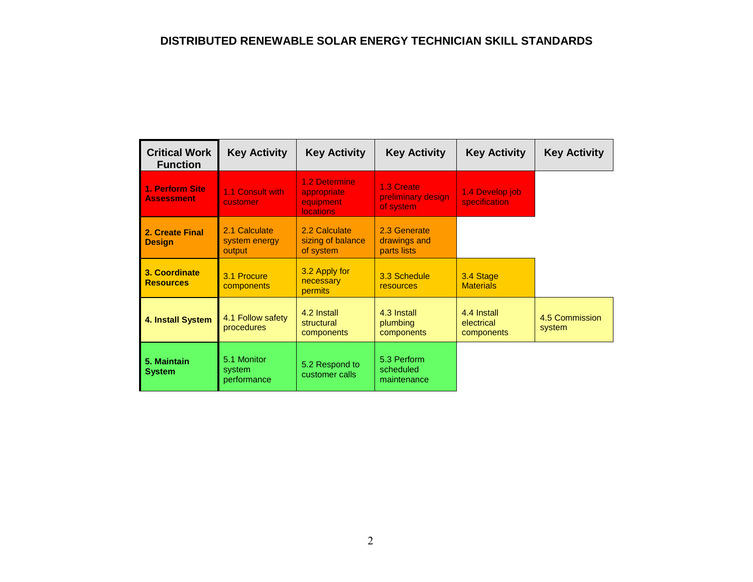# DISTRIBUTED RENEWABLE SOLAR ENERGY TECHNICIAN SKILL STANDARDS

| Critical Work Function | Key Activity | Key Activity | Key Activity | Key Activity | Key Activity |
|---|---|---|---|---|---|
| **1. Perform Site Assessment** | 1.1 Consult with customer | 1.2 Determine appropriate equipment locations | 1.3 Create preliminary design of system | 1.4 Develop job specification | |
| **2. Create Final Design** | 2.1 Calculate system energy output | 2.2 Calculate sizing of balance of system | 2.3 Generate drawings and parts lists | | |
| **3. Coordinate Resources** | 3.1 Procure components | 3.2 Apply for necessary permits | 3.3 Schedule resources | 3.4 Stage Materials | |
| **4. Install System** | 4.1 Follow safety procedures | 4.2 Install structural components | 4.3 Install plumbing components | 4.4 Install electrical components | 4.5 Commission system |
| **5. Maintain System** | 5.1 Monitor system performance | 5.2 Respond to customer calls | 5.3 Perform scheduled maintenance | | |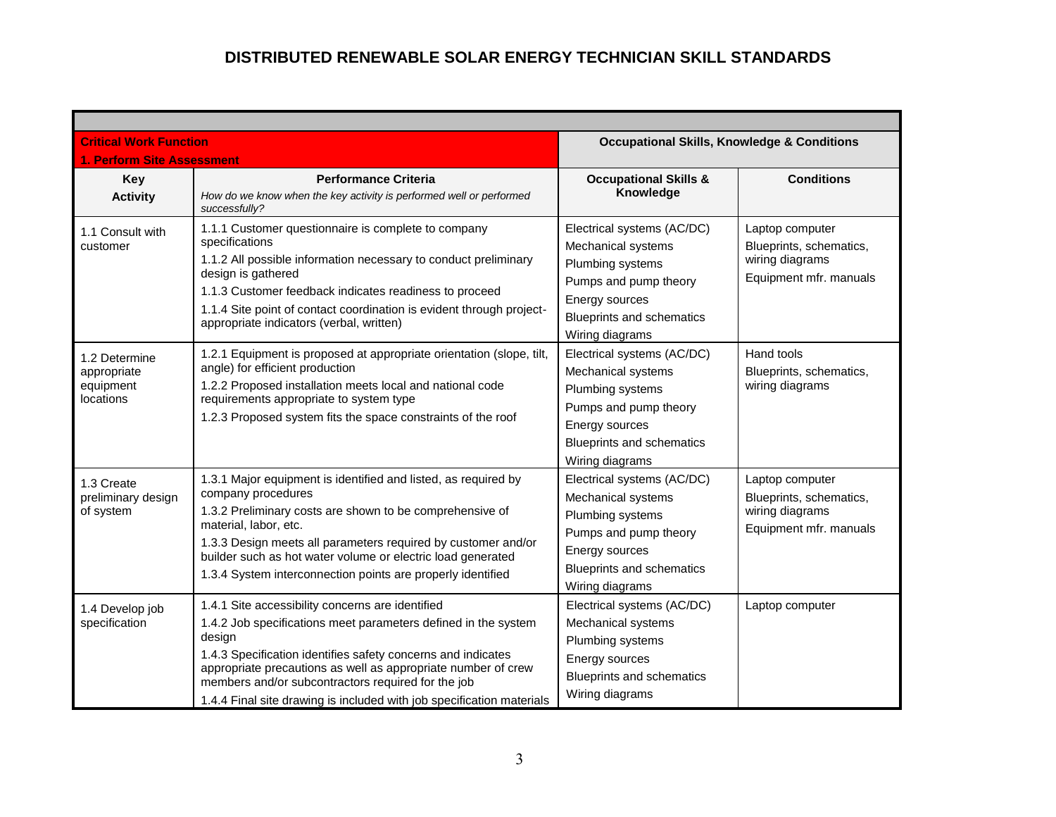# DISTRIBUTED RENEWABLE SOLAR ENERGY TECHNICIAN SKILL STANDARDS

| **Critical Work Function**<br>**1. Perform Site Assessment** | | **Occupational Skills, Knowledge & Conditions** | |
|---|---|---|---|
| **Key Activity** | **Performance Criteria**<br>*How do we know when the key activity is performed well or performed successfully?* | **Occupational Skills & Knowledge** | **Conditions** |
| 1.1 Consult with customer | 1.1.1 Customer questionnaire is complete to company specifications<br>1.1.2 All possible information necessary to conduct preliminary design is gathered<br>1.1.3 Customer feedback indicates readiness to proceed<br>1.1.4 Site point of contact coordination is evident through project-appropriate indicators (verbal, written) | Electrical systems (AC/DC)<br>Mechanical systems<br>Plumbing systems<br>Pumps and pump theory<br>Energy sources<br>Blueprints and schematics<br>Wiring diagrams | Laptop computer<br>Blueprints, schematics, wiring diagrams<br>Equipment mfr. manuals |
| 1.2 Determine appropriate equipment locations | 1.2.1 Equipment is proposed at appropriate orientation (slope, tilt, angle) for efficient production<br>1.2.2 Proposed installation meets local and national code requirements appropriate to system type<br>1.2.3 Proposed system fits the space constraints of the roof | Electrical systems (AC/DC)<br>Mechanical systems<br>Plumbing systems<br>Pumps and pump theory<br>Energy sources<br>Blueprints and schematics<br>Wiring diagrams | Hand tools<br>Blueprints, schematics, wiring diagrams |
| 1.3 Create preliminary design of system | 1.3.1 Major equipment is identified and listed, as required by company procedures<br>1.3.2 Preliminary costs are shown to be comprehensive of material, labor, etc.<br>1.3.3 Design meets all parameters required by customer and/or builder such as hot water volume or electric load generated<br>1.3.4 System interconnection points are properly identified | Electrical systems (AC/DC)<br>Mechanical systems<br>Plumbing systems<br>Pumps and pump theory<br>Energy sources<br>Blueprints and schematics<br>Wiring diagrams | Laptop computer<br>Blueprints, schematics, wiring diagrams<br>Equipment mfr. manuals |
| 1.4 Develop job specification | 1.4.1 Site accessibility concerns are identified<br>1.4.2 Job specifications meet parameters defined in the system design<br>1.4.3 Specification identifies safety concerns and indicates appropriate precautions as well as appropriate number of crew members and/or subcontractors required for the job<br>1.4.4 Final site drawing is included with job specification materials | Electrical systems (AC/DC)<br>Mechanical systems<br>Plumbing systems<br>Energy sources<br>Blueprints and schematics<br>Wiring diagrams | Laptop computer |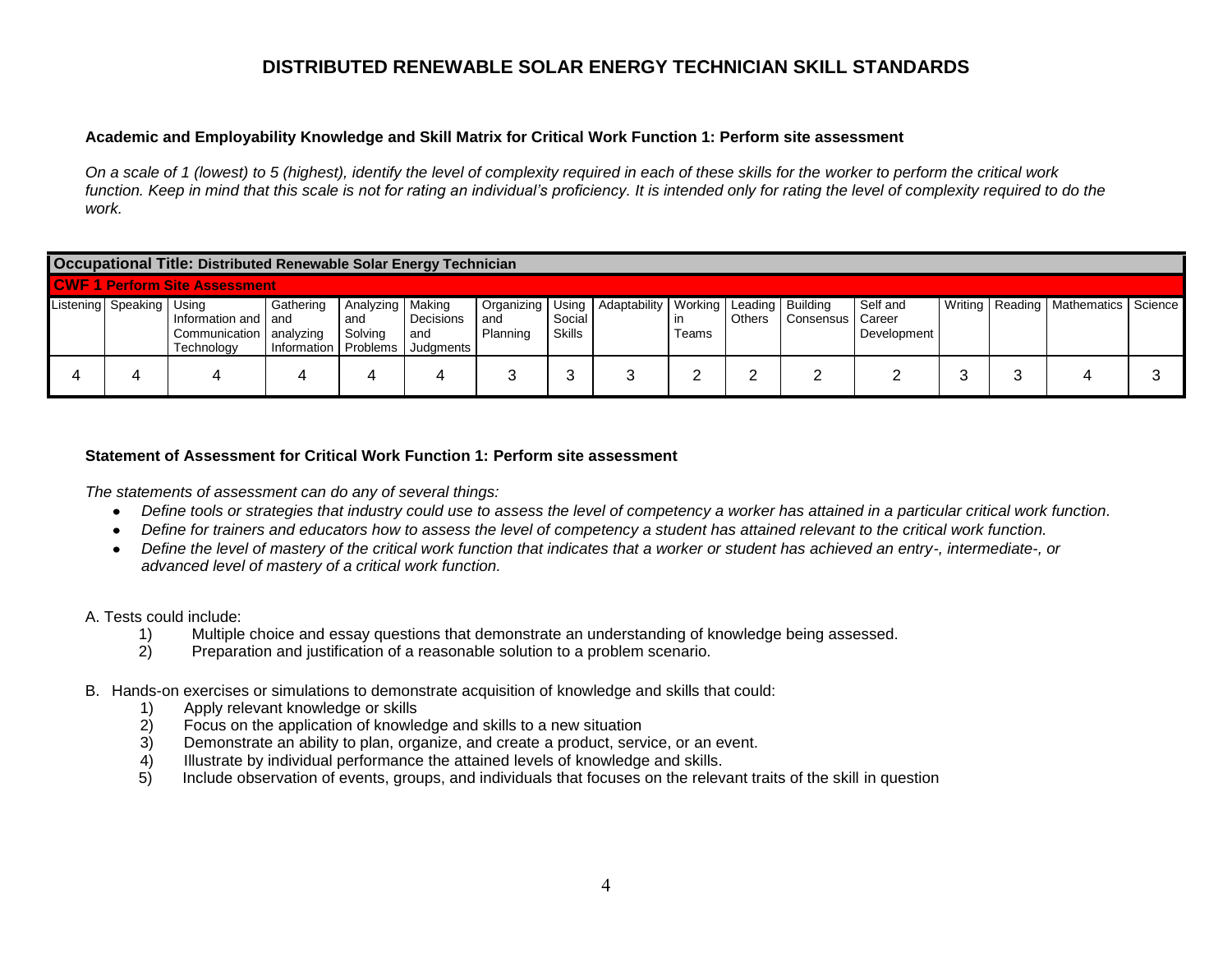# DISTRIBUTED RENEWABLE SOLAR ENERGY TECHNICIAN SKILL STANDARDS

**Academic and Employability Knowledge and Skill Matrix for Critical Work Function 1: Perform site assessment**

*On a scale of 1 (lowest) to 5 (highest), identify the level of complexity required in each of these skills for the worker to perform the critical work function. Keep in mind that this scale is not for rating an individual's proficiency. It is intended only for rating the level of complexity required to do the work.*

| **Occupational Title: Distributed Renewable Solar Energy Technician** | | | | | | | | | | | | | | | | |
|---|---|---|---|---|---|---|---|---|---|---|---|---|---|---|---|---|
| **CWF 1 Perform Site Assessment** | | | | | | | | | | | | | | | | |
| Listening | Speaking | Using Information and Communication Technology | Gathering and analyzing Information | Analyzing and Solving Problems | Making Decisions and Judgments | Organizing and Planning | Using Social Skills | Adaptability | Working in Teams | Leading Others | Building Consensus | Self and Career Development | Writing | Reading | Mathematics | Science |
| 4 | 4 | 4 | 4 | 4 | 4 | 3 | 3 | 3 | 2 | 2 | 2 | 2 | 3 | 3 | 4 | 3 |

**Statement of Assessment for Critical Work Function 1: Perform site assessment**

*The statements of assessment can do any of several things:*

- *Define tools or strategies that industry could use to assess the level of competency a worker has attained in a particular critical work function.*
- *Define for trainers and educators how to assess the level of competency a student has attained relevant to the critical work function.*
- *Define the level of mastery of the critical work function that indicates that a worker or student has achieved an entry-, intermediate-, or advanced level of mastery of a critical work function.*

A. Tests could include:

1) Multiple choice and essay questions that demonstrate an understanding of knowledge being assessed.
2) Preparation and justification of a reasonable solution to a problem scenario.

B. Hands-on exercises or simulations to demonstrate acquisition of knowledge and skills that could:

1) Apply relevant knowledge or skills
2) Focus on the application of knowledge and skills to a new situation
3) Demonstrate an ability to plan, organize, and create a product, service, or an event.
4) Illustrate by individual performance the attained levels of knowledge and skills.
5) Include observation of events, groups, and individuals that focuses on the relevant traits of the skill in question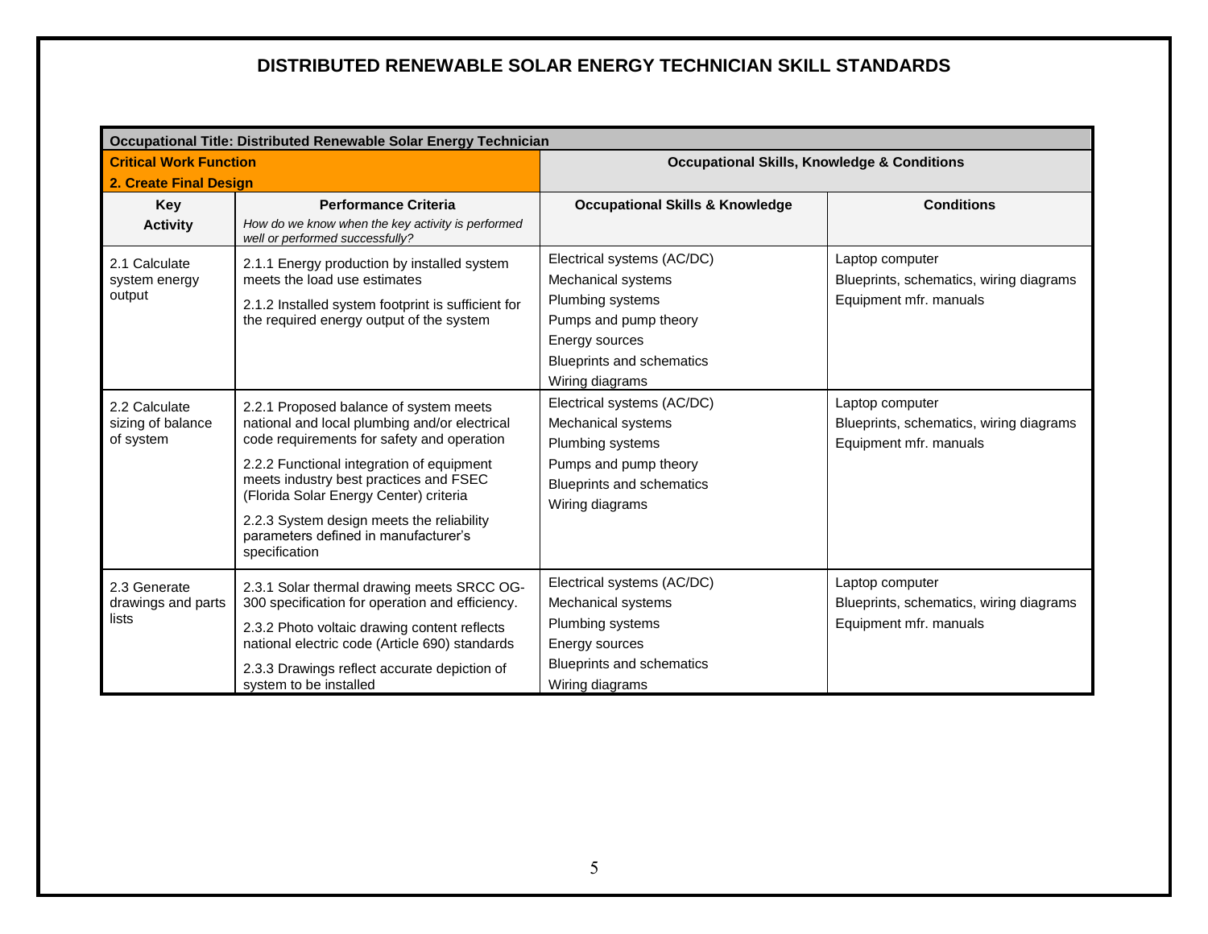# DISTRIBUTED RENEWABLE SOLAR ENERGY TECHNICIAN SKILL STANDARDS

| Occupational Title: Distributed Renewable Solar Energy Technician | | | |
|---|---|---|---|
| **Critical Work Function**<br>**2. Create Final Design** | | **Occupational Skills, Knowledge & Conditions** | |
| **Key Activity** | **Performance Criteria**<br>*How do we know when the key activity is performed well or performed successfully?* | **Occupational Skills & Knowledge** | **Conditions** |
| 2.1 Calculate system energy output | 2.1.1 Energy production by installed system meets the load use estimates<br>2.1.2 Installed system footprint is sufficient for the required energy output of the system | Electrical systems (AC/DC)<br>Mechanical systems<br>Plumbing systems<br>Pumps and pump theory<br>Energy sources<br>Blueprints and schematics<br>Wiring diagrams | Laptop computer<br>Blueprints, schematics, wiring diagrams<br>Equipment mfr. manuals |
| 2.2 Calculate sizing of balance of system | 2.2.1 Proposed balance of system meets national and local plumbing and/or electrical code requirements for safety and operation<br>2.2.2 Functional integration of equipment meets industry best practices and FSEC (Florida Solar Energy Center) criteria<br>2.2.3 System design meets the reliability parameters defined in manufacturer's specification | Electrical systems (AC/DC)<br>Mechanical systems<br>Plumbing systems<br>Pumps and pump theory<br>Blueprints and schematics<br>Wiring diagrams | Laptop computer<br>Blueprints, schematics, wiring diagrams<br>Equipment mfr. manuals |
| 2.3 Generate drawings and parts lists | 2.3.1 Solar thermal drawing meets SRCC OG-300 specification for operation and efficiency.<br>2.3.2 Photo voltaic drawing content reflects national electric code (Article 690) standards<br>2.3.3 Drawings reflect accurate depiction of system to be installed | Electrical systems (AC/DC)<br>Mechanical systems<br>Plumbing systems<br>Energy sources<br>Blueprints and schematics<br>Wiring diagrams | Laptop computer<br>Blueprints, schematics, wiring diagrams<br>Equipment mfr. manuals |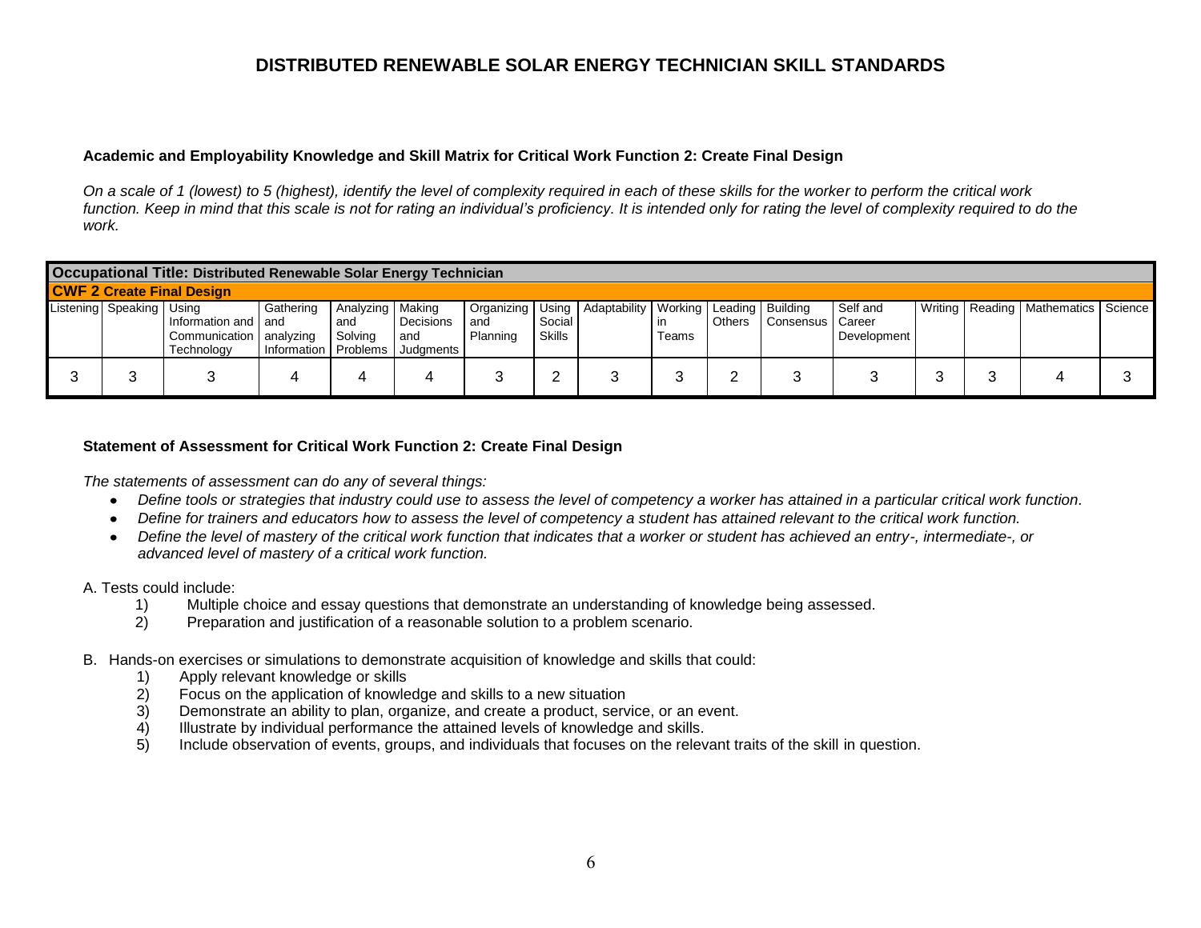# DISTRIBUTED RENEWABLE SOLAR ENERGY TECHNICIAN SKILL STANDARDS

**Academic and Employability Knowledge and Skill Matrix for Critical Work Function 2: Create Final Design**

*On a scale of 1 (lowest) to 5 (highest), identify the level of complexity required in each of these skills for the worker to perform the critical work function. Keep in mind that this scale is not for rating an individual's proficiency. It is intended only for rating the level of complexity required to do the work.*

| **Occupational Title:** Distributed Renewable Solar Energy Technician | | | | | | | | | | | | | | | | |
|---|---|---|---|---|---|---|---|---|---|---|---|---|---|---|---|---|
| **CWF 2 Create Final Design** | | | | | | | | | | | | | | | | |
| Listening | Speaking | Using Information and Communication Technology | Gathering and analyzing Information | Analyzing and Solving Problems | Making Decisions and Judgments | Organizing and Planning | Using Social Skills | Adaptability | Working in Teams | Leading Others | Building Consensus | Self and Career Development | Writing | Reading | Mathematics | Science |
| 3 | 3 | 3 | 4 | 4 | 4 | 3 | 2 | 3 | 3 | 2 | 3 | 3 | 3 | 3 | 4 | 3 |

**Statement of Assessment for Critical Work Function 2: Create Final Design**

*The statements of assessment can do any of several things:*

- *Define tools or strategies that industry could use to assess the level of competency a worker has attained in a particular critical work function.*
- *Define for trainers and educators how to assess the level of competency a student has attained relevant to the critical work function.*
- *Define the level of mastery of the critical work function that indicates that a worker or student has achieved an entry-, intermediate-, or advanced level of mastery of a critical work function.*

A. Tests could include:

1) Multiple choice and essay questions that demonstrate an understanding of knowledge being assessed.
2) Preparation and justification of a reasonable solution to a problem scenario.

B. Hands-on exercises or simulations to demonstrate acquisition of knowledge and skills that could:

1) Apply relevant knowledge or skills
2) Focus on the application of knowledge and skills to a new situation
3) Demonstrate an ability to plan, organize, and create a product, service, or an event.
4) Illustrate by individual performance the attained levels of knowledge and skills.
5) Include observation of events, groups, and individuals that focuses on the relevant traits of the skill in question.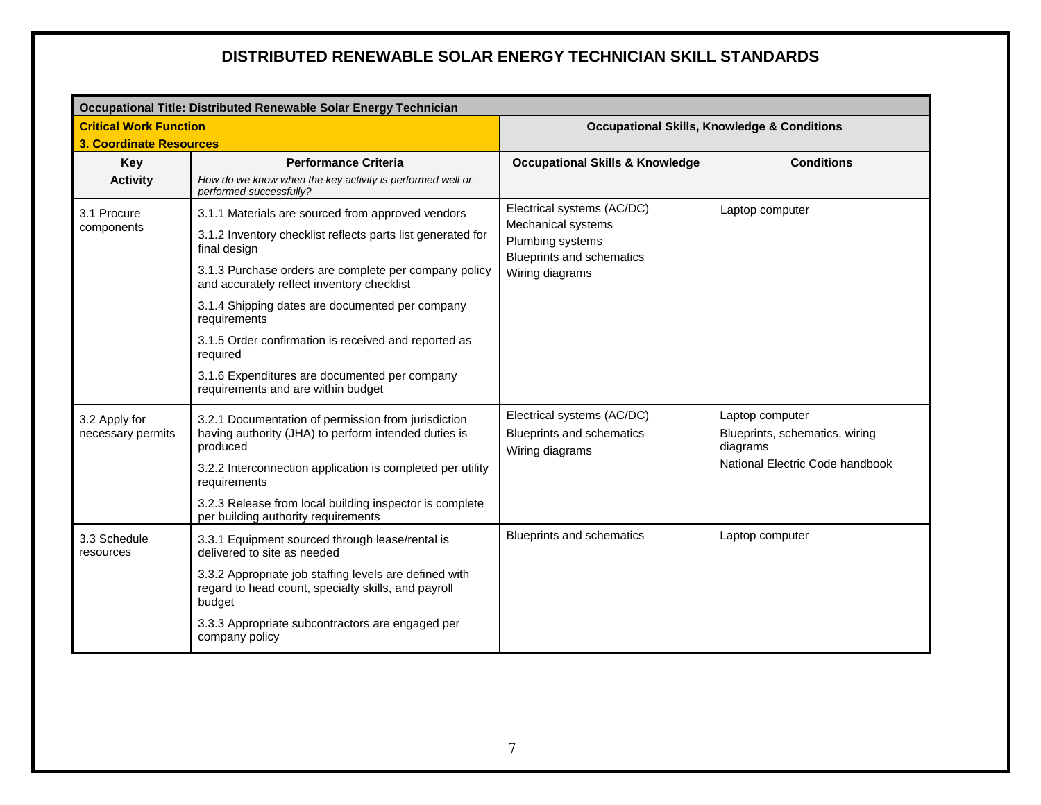# DISTRIBUTED RENEWABLE SOLAR ENERGY TECHNICIAN SKILL STANDARDS

| **Occupational Title: Distributed Renewable Solar Energy Technician** | | | |
|---|---|---|---|
| **Critical Work Function**<br>**3. Coordinate Resources** | | **Occupational Skills, Knowledge & Conditions** | |
| **Key Activity** | **Performance Criteria**<br>*How do we know when the key activity is performed well or performed successfully?* | **Occupational Skills & Knowledge** | **Conditions** |
| 3.1 Procure components | 3.1.1 Materials are sourced from approved vendors<br>3.1.2 Inventory checklist reflects parts list generated for final design<br>3.1.3 Purchase orders are complete per company policy and accurately reflect inventory checklist<br>3.1.4 Shipping dates are documented per company requirements<br>3.1.5 Order confirmation is received and reported as required<br>3.1.6 Expenditures are documented per company requirements and are within budget | Electrical systems (AC/DC)<br>Mechanical systems<br>Plumbing systems<br>Blueprints and schematics<br>Wiring diagrams | Laptop computer |
| 3.2 Apply for necessary permits | 3.2.1 Documentation of permission from jurisdiction having authority (JHA) to perform intended duties is produced<br>3.2.2 Interconnection application is completed per utility requirements<br>3.2.3 Release from local building inspector is complete per building authority requirements | Electrical systems (AC/DC)<br>Blueprints and schematics<br>Wiring diagrams | Laptop computer<br>Blueprints, schematics, wiring diagrams<br>National Electric Code handbook |
| 3.3 Schedule resources | 3.3.1 Equipment sourced through lease/rental is delivered to site as needed<br>3.3.2 Appropriate job staffing levels are defined with regard to head count, specialty skills, and payroll budget<br>3.3.3 Appropriate subcontractors are engaged per company policy | Blueprints and schematics | Laptop computer |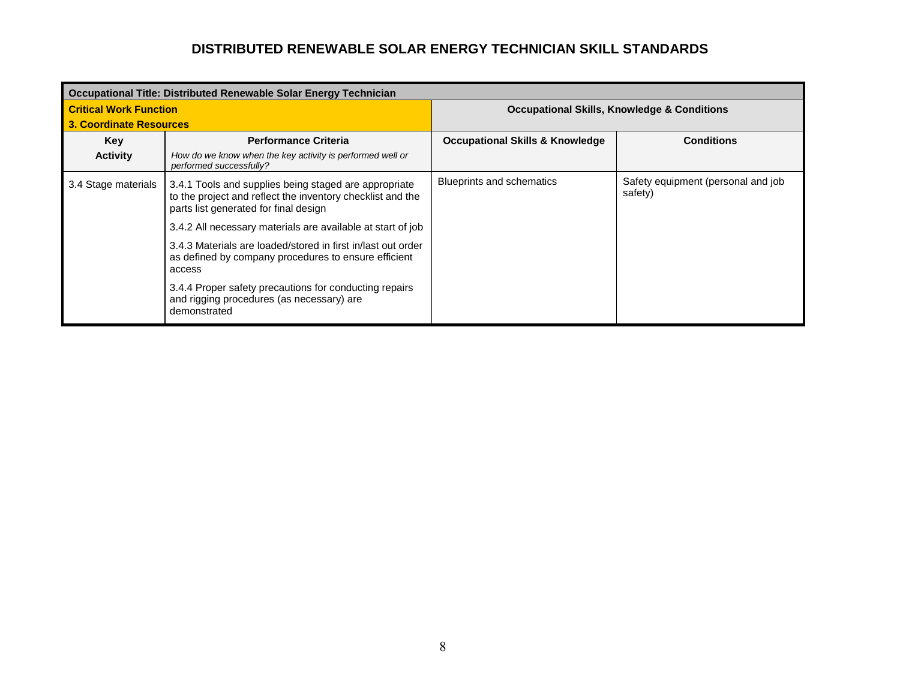# DISTRIBUTED RENEWABLE SOLAR ENERGY TECHNICIAN SKILL STANDARDS

| Occupational Title: Distributed Renewable Solar Energy Technician | | | |
|---|---|---|---|
| **Critical Work Function**<br>**3. Coordinate Resources** | | **Occupational Skills, Knowledge & Conditions** | |
| **Key Activity** | **Performance Criteria**<br>*How do we know when the key activity is performed well or performed successfully?* | **Occupational Skills & Knowledge** | **Conditions** |
| 3.4 Stage materials | 3.4.1 Tools and supplies being staged are appropriate to the project and reflect the inventory checklist and the parts list generated for final design<br><br>3.4.2 All necessary materials are available at start of job<br><br>3.4.3 Materials are loaded/stored in first in/last out order as defined by company procedures to ensure efficient access<br><br>3.4.4 Proper safety precautions for conducting repairs and rigging procedures (as necessary) are demonstrated | Blueprints and schematics | Safety equipment (personal and job safety) |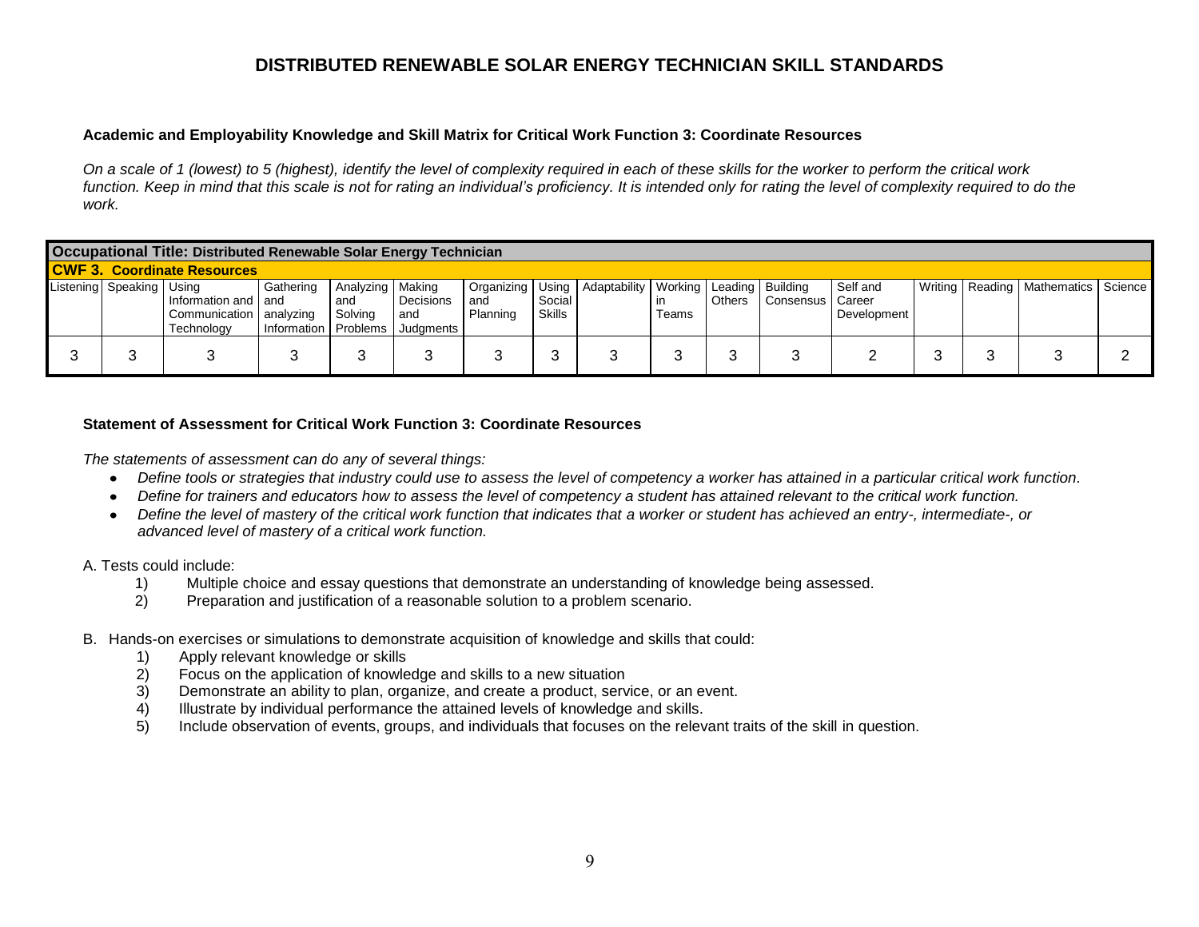# DISTRIBUTED RENEWABLE SOLAR ENERGY TECHNICIAN SKILL STANDARDS

### Academic and Employability Knowledge and Skill Matrix for Critical Work Function 3: Coordinate Resources

*On a scale of 1 (lowest) to 5 (highest), identify the level of complexity required in each of these skills for the worker to perform the critical work function. Keep in mind that this scale is not for rating an individual's proficiency. It is intended only for rating the level of complexity required to do the work.*

| **Occupational Title: Distributed Renewable Solar Energy Technician** | | | | | | | | | | | | | | | | |
|---|---|---|---|---|---|---|---|---|---|---|---|---|---|---|---|---|
| **CWF 3. Coordinate Resources** | | | | | | | | | | | | | | | | |
| Listening | Speaking | Using Information and Communication Technology | Gathering and analyzing Information | Analyzing and Solving Problems | Making Decisions and Judgments | Organizing and Planning | Using Social Skills | Adaptability | Working in Teams | Leading Others | Building Consensus | Self and Career Development | Writing | Reading | Mathematics | Science |
| 3 | 3 | 3 | 3 | 3 | 3 | 3 | 3 | 3 | 3 | 3 | 3 | 2 | 3 | 3 | 3 | 2 |

### Statement of Assessment for Critical Work Function 3: Coordinate Resources

*The statements of assessment can do any of several things:*

- *Define tools or strategies that industry could use to assess the level of competency a worker has attained in a particular critical work function.*
- *Define for trainers and educators how to assess the level of competency a student has attained relevant to the critical work function.*
- *Define the level of mastery of the critical work function that indicates that a worker or student has achieved an entry-, intermediate-, or advanced level of mastery of a critical work function.*

A. Tests could include:

1) Multiple choice and essay questions that demonstrate an understanding of knowledge being assessed.
2) Preparation and justification of a reasonable solution to a problem scenario.

B. Hands-on exercises or simulations to demonstrate acquisition of knowledge and skills that could:

1) Apply relevant knowledge or skills
2) Focus on the application of knowledge and skills to a new situation
3) Demonstrate an ability to plan, organize, and create a product, service, or an event.
4) Illustrate by individual performance the attained levels of knowledge and skills.
5) Include observation of events, groups, and individuals that focuses on the relevant traits of the skill in question.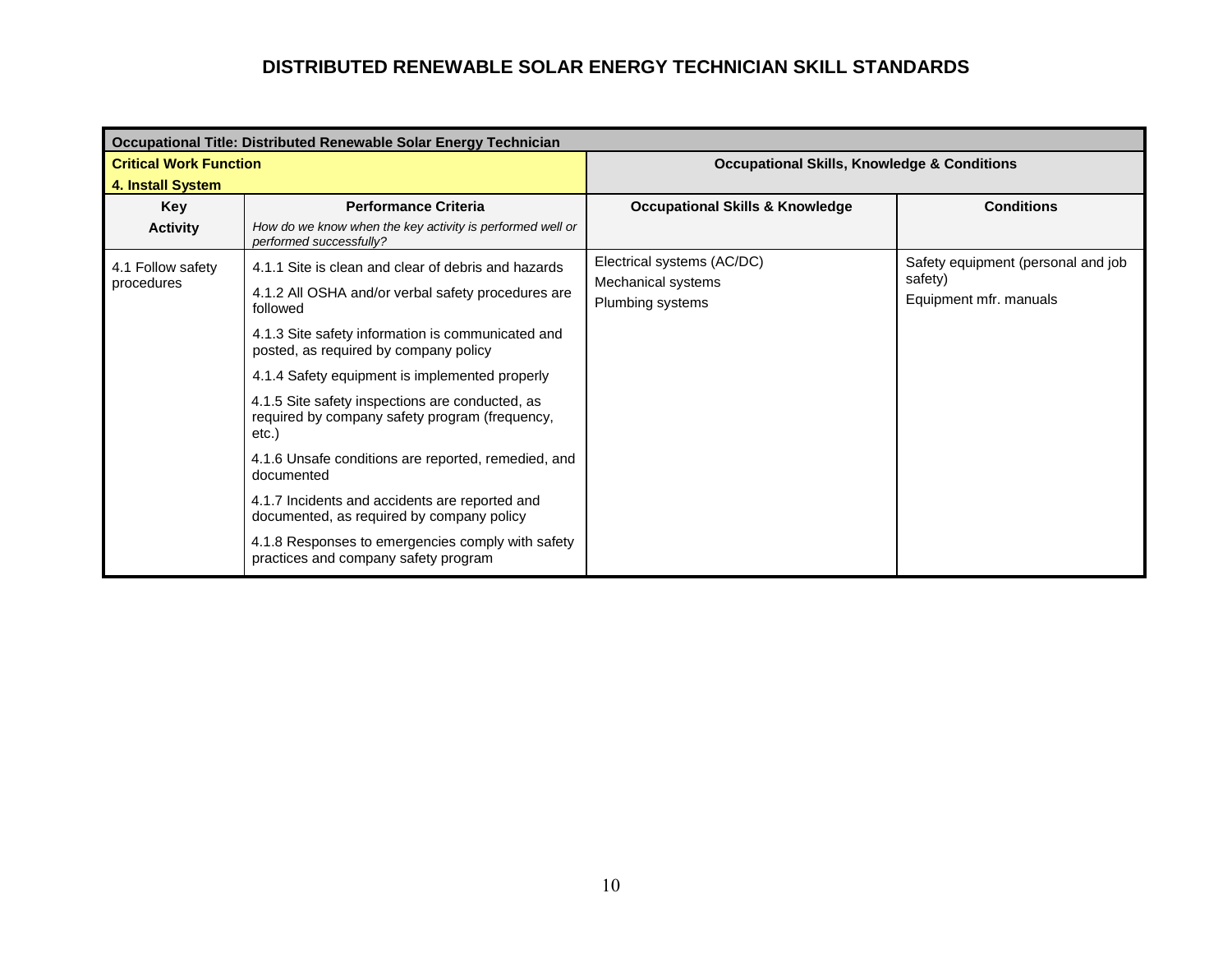# DISTRIBUTED RENEWABLE SOLAR ENERGY TECHNICIAN SKILL STANDARDS

| **Occupational Title: Distributed Renewable Solar Energy Technician** | | | |
|---|---|---|---|
| **Critical Work Function**<br>**4. Install System** | | **Occupational Skills, Knowledge & Conditions** | |
| **Key Activity** | **Performance Criteria**<br>*How do we know when the key activity is performed well or performed successfully?* | **Occupational Skills & Knowledge** | **Conditions** |
| 4.1 Follow safety procedures | 4.1.1 Site is clean and clear of debris and hazards<br>4.1.2 All OSHA and/or verbal safety procedures are followed<br>4.1.3 Site safety information is communicated and posted, as required by company policy<br>4.1.4 Safety equipment is implemented properly<br>4.1.5 Site safety inspections are conducted, as required by company safety program (frequency, etc.)<br>4.1.6 Unsafe conditions are reported, remedied, and documented<br>4.1.7 Incidents and accidents are reported and documented, as required by company policy<br>4.1.8 Responses to emergencies comply with safety practices and company safety program | Electrical systems (AC/DC)<br>Mechanical systems<br>Plumbing systems | Safety equipment (personal and job safety)<br>Equipment mfr. manuals |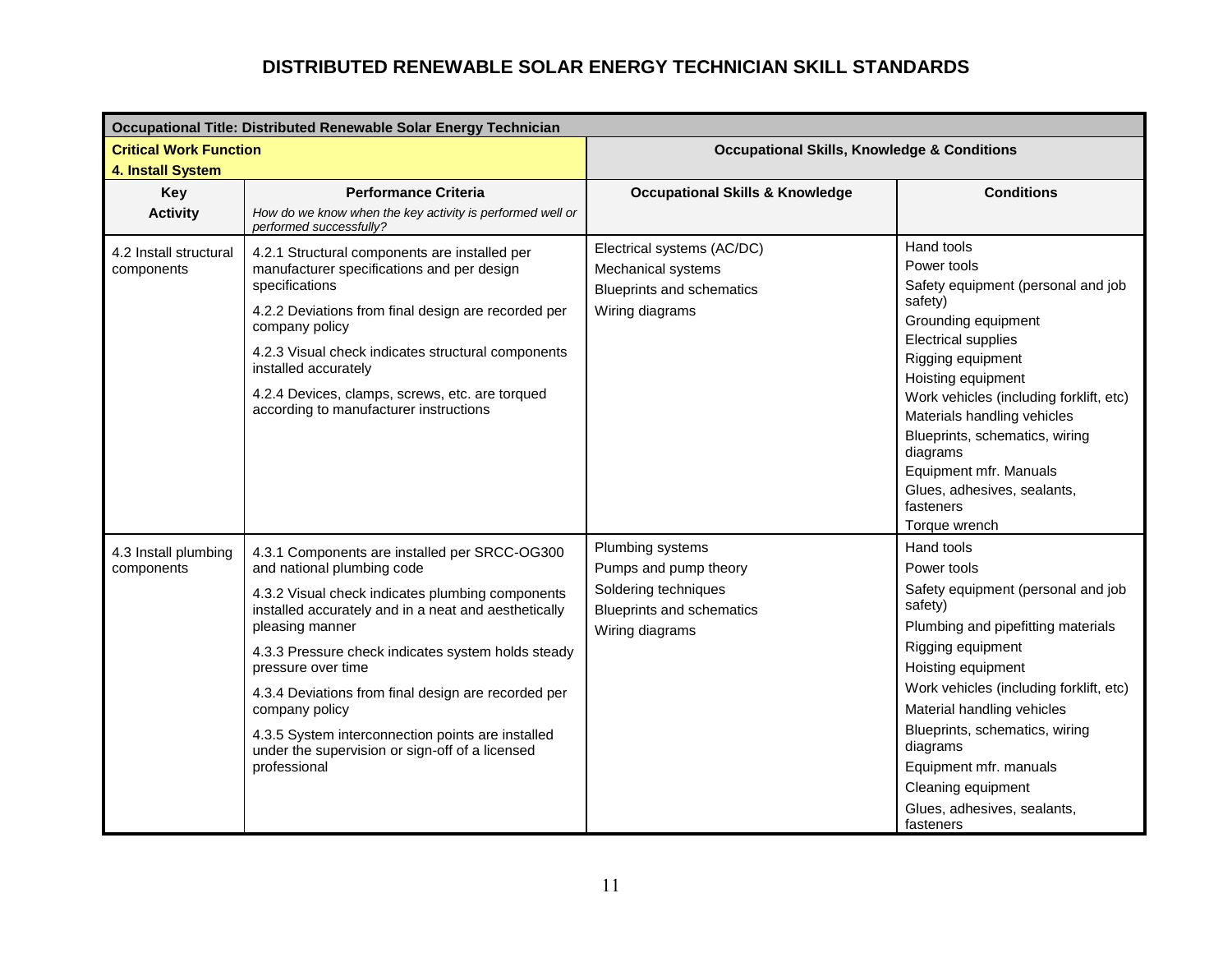# DISTRIBUTED RENEWABLE SOLAR ENERGY TECHNICIAN SKILL STANDARDS

| **Occupational Title: Distributed Renewable Solar Energy Technician** | | | |
|---|---|---|---|
| **Critical Work Function**<br>**4. Install System** | | **Occupational Skills, Knowledge & Conditions** | |
| **Key Activity** | **Performance Criteria**<br>*How do we know when the key activity is performed well or performed successfully?* | **Occupational Skills & Knowledge** | **Conditions** |
| 4.2 Install structural components | 4.2.1 Structural components are installed per manufacturer specifications and per design specifications<br><br>4.2.2 Deviations from final design are recorded per company policy<br><br>4.2.3 Visual check indicates structural components installed accurately<br><br>4.2.4 Devices, clamps, screws, etc. are torqued according to manufacturer instructions | Electrical systems (AC/DC)<br>Mechanical systems<br>Blueprints and schematics<br>Wiring diagrams | Hand tools<br>Power tools<br>Safety equipment (personal and job safety)<br>Grounding equipment<br>Electrical supplies<br>Rigging equipment<br>Hoisting equipment<br>Work vehicles (including forklift, etc)<br>Materials handling vehicles<br>Blueprints, schematics, wiring diagrams<br>Equipment mfr. Manuals<br>Glues, adhesives, sealants, fasteners<br>Torque wrench |
| 4.3 Install plumbing components | 4.3.1 Components are installed per SRCC-OG300 and national plumbing code<br><br>4.3.2 Visual check indicates plumbing components installed accurately and in a neat and aesthetically pleasing manner<br><br>4.3.3 Pressure check indicates system holds steady pressure over time<br><br>4.3.4 Deviations from final design are recorded per company policy<br><br>4.3.5 System interconnection points are installed under the supervision or sign-off of a licensed professional | Plumbing systems<br>Pumps and pump theory<br>Soldering techniques<br>Blueprints and schematics<br>Wiring diagrams | Hand tools<br>Power tools<br>Safety equipment (personal and job safety)<br>Plumbing and pipefitting materials<br>Rigging equipment<br>Hoisting equipment<br>Work vehicles (including forklift, etc)<br>Material handling vehicles<br>Blueprints, schematics, wiring diagrams<br>Equipment mfr. manuals<br>Cleaning equipment<br>Glues, adhesives, sealants, fasteners |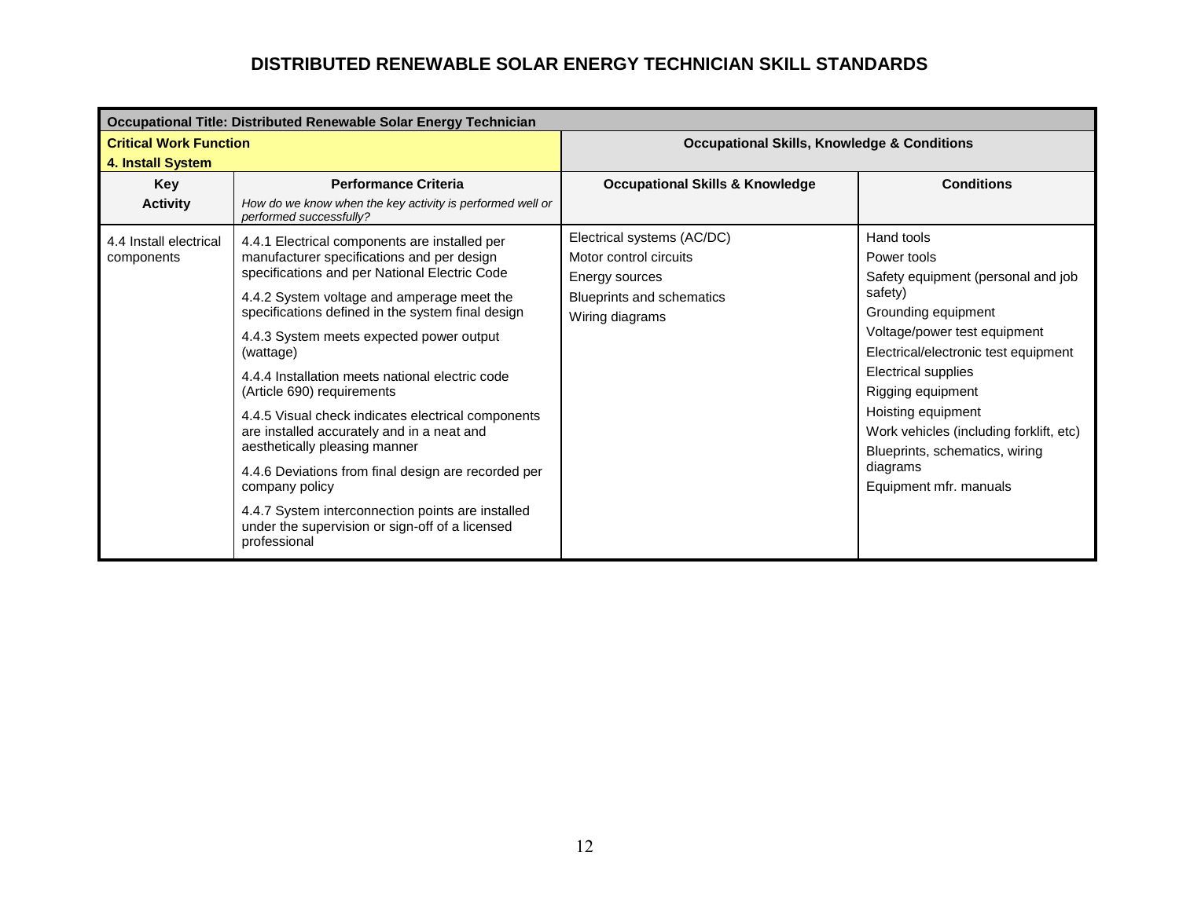# DISTRIBUTED RENEWABLE SOLAR ENERGY TECHNICIAN SKILL STANDARDS

| **Occupational Title: Distributed Renewable Solar Energy Technician** | | | |
|---|---|---|---|
| **Critical Work Function**<br>**4. Install System** | | **Occupational Skills, Knowledge & Conditions** | |
| **Key Activity** | **Performance Criteria**<br>*How do we know when the key activity is performed well or performed successfully?* | **Occupational Skills & Knowledge** | **Conditions** |
| 4.4 Install electrical components | 4.4.1 Electrical components are installed per manufacturer specifications and per design specifications and per National Electric Code<br><br>4.4.2 System voltage and amperage meet the specifications defined in the system final design<br><br>4.4.3 System meets expected power output (wattage)<br><br>4.4.4 Installation meets national electric code (Article 690) requirements<br><br>4.4.5 Visual check indicates electrical components are installed accurately and in a neat and aesthetically pleasing manner<br><br>4.4.6 Deviations from final design are recorded per company policy<br><br>4.4.7 System interconnection points are installed under the supervision or sign-off of a licensed professional | Electrical systems (AC/DC)<br>Motor control circuits<br>Energy sources<br>Blueprints and schematics<br>Wiring diagrams | Hand tools<br>Power tools<br>Safety equipment (personal and job safety)<br>Grounding equipment<br>Voltage/power test equipment<br>Electrical/electronic test equipment<br>Electrical supplies<br>Rigging equipment<br>Hoisting equipment<br>Work vehicles (including forklift, etc)<br>Blueprints, schematics, wiring diagrams<br>Equipment mfr. manuals |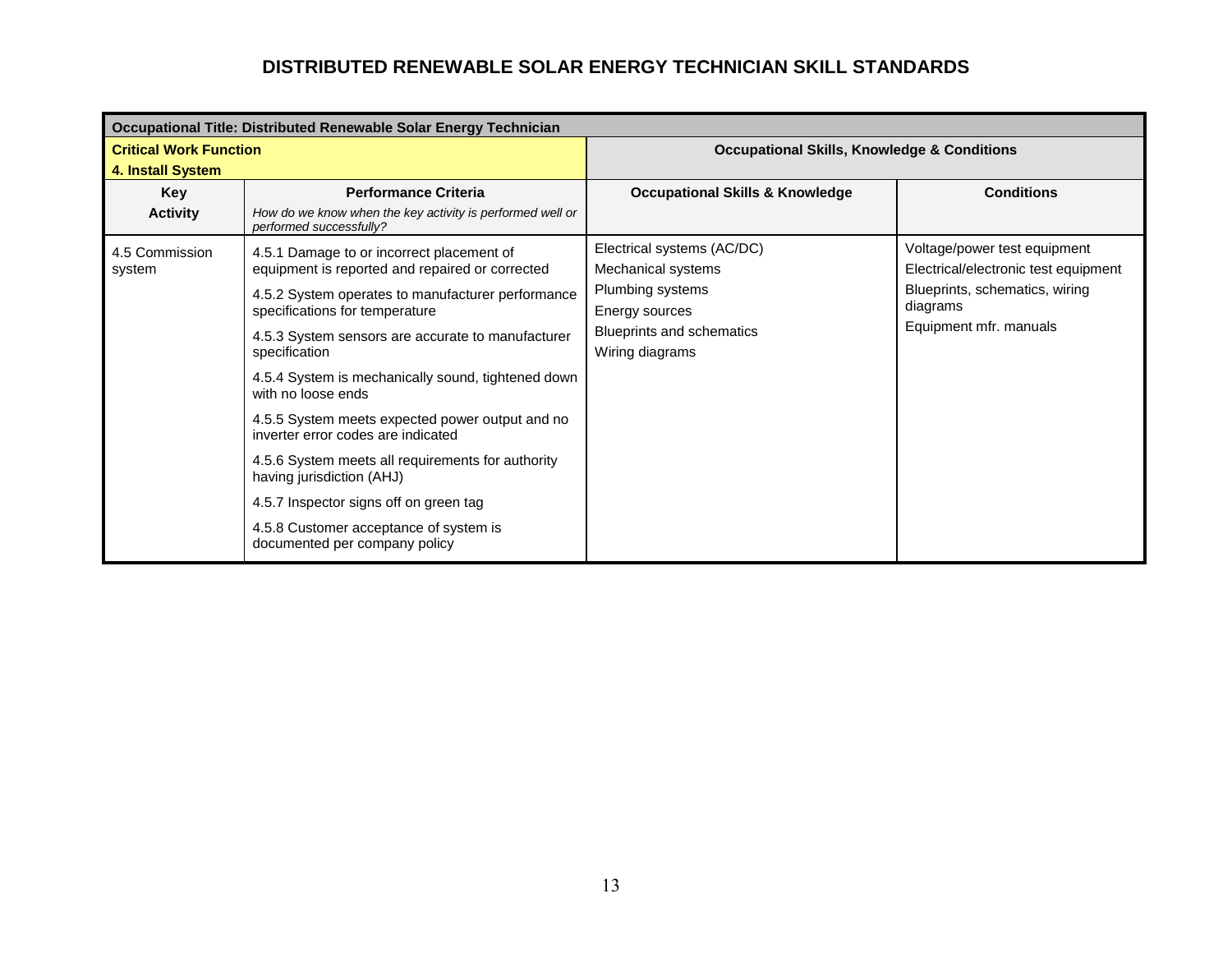# DISTRIBUTED RENEWABLE SOLAR ENERGY TECHNICIAN SKILL STANDARDS

| **Occupational Title: Distributed Renewable Solar Energy Technician** | | | |
|---|---|---|---|
| **Critical Work Function** **4. Install System** | | **Occupational Skills, Knowledge & Conditions** | |
| **Key Activity** | **Performance Criteria** *How do we know when the key activity is performed well or performed successfully?* | **Occupational Skills & Knowledge** | **Conditions** |
| 4.5 Commission system | 4.5.1 Damage to or incorrect placement of equipment is reported and repaired or corrected<br>4.5.2 System operates to manufacturer performance specifications for temperature<br>4.5.3 System sensors are accurate to manufacturer specification<br>4.5.4 System is mechanically sound, tightened down with no loose ends<br>4.5.5 System meets expected power output and no inverter error codes are indicated<br>4.5.6 System meets all requirements for authority having jurisdiction (AHJ)<br>4.5.7 Inspector signs off on green tag<br>4.5.8 Customer acceptance of system is documented per company policy | Electrical systems (AC/DC)<br>Mechanical systems<br>Plumbing systems<br>Energy sources<br>Blueprints and schematics<br>Wiring diagrams | Voltage/power test equipment<br>Electrical/electronic test equipment<br>Blueprints, schematics, wiring diagrams<br>Equipment mfr. manuals |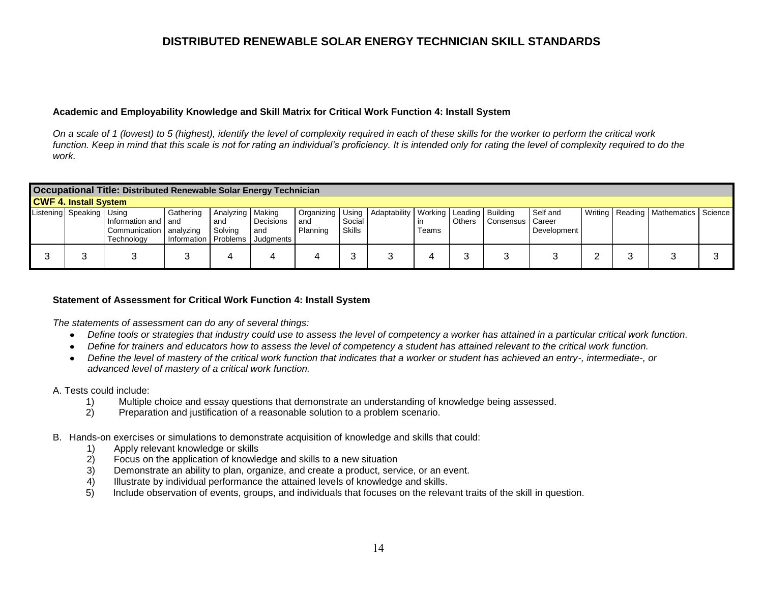# DISTRIBUTED RENEWABLE SOLAR ENERGY TECHNICIAN SKILL STANDARDS

**Academic and Employability Knowledge and Skill Matrix for Critical Work Function 4: Install System**

*On a scale of 1 (lowest) to 5 (highest), identify the level of complexity required in each of these skills for the worker to perform the critical work function. Keep in mind that this scale is not for rating an individual's proficiency. It is intended only for rating the level of complexity required to do the work.*

| **Occupational Title: Distributed Renewable Solar Energy Technician** | | | | | | | | | | | | | | | | |
|---|---|---|---|---|---|---|---|---|---|---|---|---|---|---|---|---|
| **CWF 4. Install System** | | | | | | | | | | | | | | | | |
| Listening | Speaking | Using Information and Communication Technology | Gathering and analyzing Information | Analyzing and Solving Problems | Making Decisions and Judgments | Organizing and Planning | Using Social Skills | Adaptability | Working in Teams | Leading Others | Building Consensus | Self and Career Development | Writing | Reading | Mathematics | Science |
| 3 | 3 | 3 | 3 | 4 | 4 | 4 | 3 | 3 | 4 | 3 | 3 | 3 | 2 | 3 | 3 | 3 |

**Statement of Assessment for Critical Work Function 4: Install System**

*The statements of assessment can do any of several things:*

- *Define tools or strategies that industry could use to assess the level of competency a worker has attained in a particular critical work function.*
- *Define for trainers and educators how to assess the level of competency a student has attained relevant to the critical work function.*
- *Define the level of mastery of the critical work function that indicates that a worker or student has achieved an entry-, intermediate-, or advanced level of mastery of a critical work function.*

A. Tests could include:

1) Multiple choice and essay questions that demonstrate an understanding of knowledge being assessed.
2) Preparation and justification of a reasonable solution to a problem scenario.

B. Hands-on exercises or simulations to demonstrate acquisition of knowledge and skills that could:

1) Apply relevant knowledge or skills
2) Focus on the application of knowledge and skills to a new situation
3) Demonstrate an ability to plan, organize, and create a product, service, or an event.
4) Illustrate by individual performance the attained levels of knowledge and skills.
5) Include observation of events, groups, and individuals that focuses on the relevant traits of the skill in question.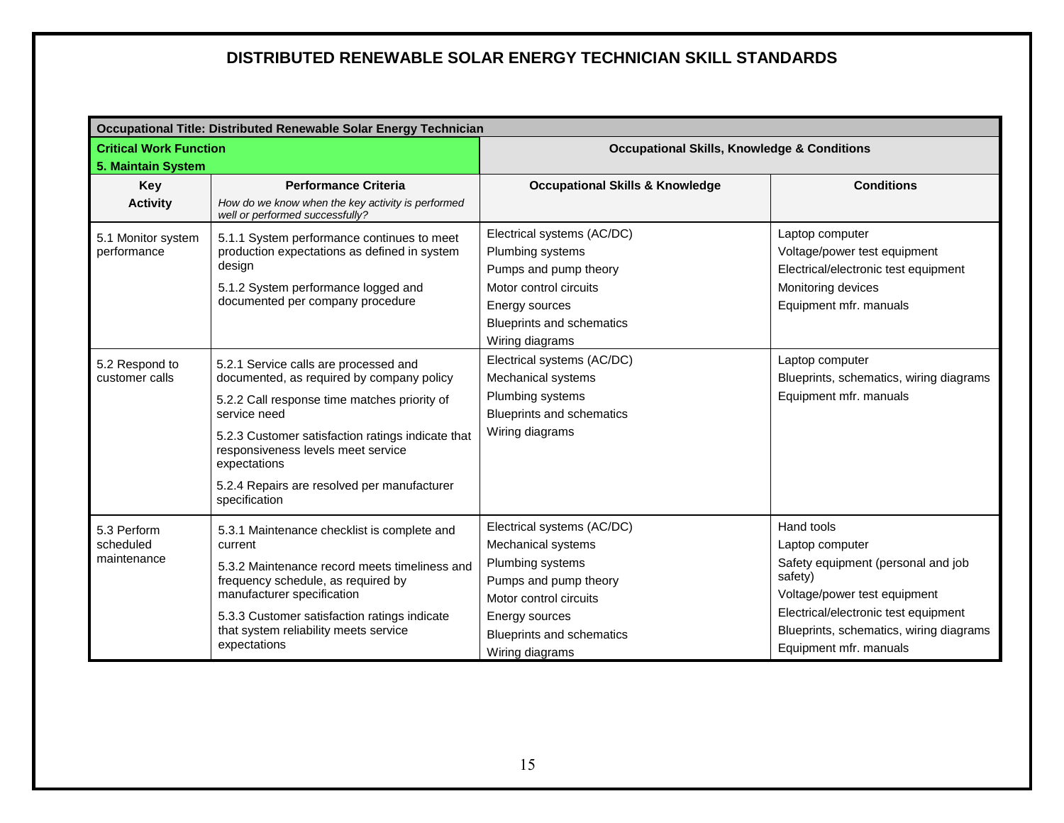# DISTRIBUTED RENEWABLE SOLAR ENERGY TECHNICIAN SKILL STANDARDS

| **Occupational Title: Distributed Renewable Solar Energy Technician** | | | |
|---|---|---|---|
| **Critical Work Function 5. Maintain System** | | **Occupational Skills, Knowledge & Conditions** | |
| **Key Activity** | **Performance Criteria** *How do we know when the key activity is performed well or performed successfully?* | **Occupational Skills & Knowledge** | **Conditions** |
| 5.1 Monitor system performance | 5.1.1 System performance continues to meet production expectations as defined in system design<br>5.1.2 System performance logged and documented per company procedure | Electrical systems (AC/DC)<br>Plumbing systems<br>Pumps and pump theory<br>Motor control circuits<br>Energy sources<br>Blueprints and schematics<br>Wiring diagrams | Laptop computer<br>Voltage/power test equipment<br>Electrical/electronic test equipment<br>Monitoring devices<br>Equipment mfr. manuals |
| 5.2 Respond to customer calls | 5.2.1 Service calls are processed and documented, as required by company policy<br>5.2.2 Call response time matches priority of service need<br>5.2.3 Customer satisfaction ratings indicate that responsiveness levels meet service expectations<br>5.2.4 Repairs are resolved per manufacturer specification | Electrical systems (AC/DC)<br>Mechanical systems<br>Plumbing systems<br>Blueprints and schematics<br>Wiring diagrams | Laptop computer<br>Blueprints, schematics, wiring diagrams<br>Equipment mfr. manuals |
| 5.3 Perform scheduled maintenance | 5.3.1 Maintenance checklist is complete and current<br>5.3.2 Maintenance record meets timeliness and frequency schedule, as required by manufacturer specification<br>5.3.3 Customer satisfaction ratings indicate that system reliability meets service expectations | Electrical systems (AC/DC)<br>Mechanical systems<br>Plumbing systems<br>Pumps and pump theory<br>Motor control circuits<br>Energy sources<br>Blueprints and schematics<br>Wiring diagrams | Hand tools<br>Laptop computer<br>Safety equipment (personal and job safety)<br>Voltage/power test equipment<br>Electrical/electronic test equipment<br>Blueprints, schematics, wiring diagrams<br>Equipment mfr. manuals |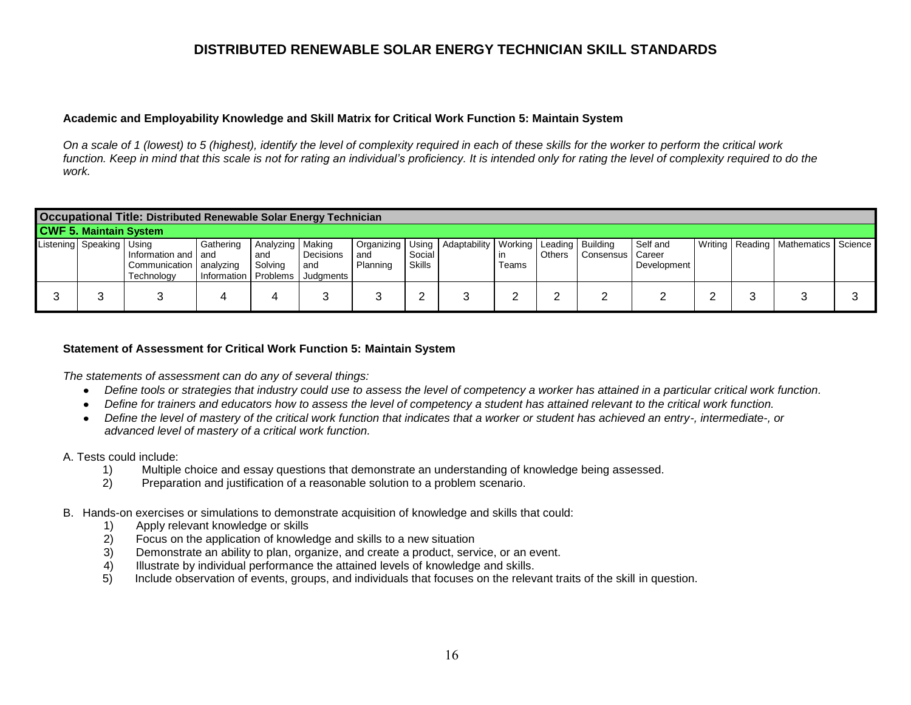# DISTRIBUTED RENEWABLE SOLAR ENERGY TECHNICIAN SKILL STANDARDS

**Academic and Employability Knowledge and Skill Matrix for Critical Work Function 5: Maintain System**

*On a scale of 1 (lowest) to 5 (highest), identify the level of complexity required in each of these skills for the worker to perform the critical work function. Keep in mind that this scale is not for rating an individual's proficiency. It is intended only for rating the level of complexity required to do the work.*

| **Occupational Title: Distributed Renewable Solar Energy Technician** | | | | | | | | | | | | | | | | |
|---|---|---|---|---|---|---|---|---|---|---|---|---|---|---|---|---|
| **CWF 5. Maintain System** | | | | | | | | | | | | | | | | |
| Listening | Speaking | Using Information and Communication Technology | Gathering and analyzing Information | Analyzing and Solving Problems | Making Decisions and Judgments | Organizing and Planning | Using Social Skills | Adaptability | Working in Teams | Leading Others | Building Consensus | Self and Career Development | Writing | Reading | Mathematics | Science |
| 3 | 3 | 3 | 4 | 4 | 3 | 3 | 2 | 3 | 2 | 2 | 2 | 2 | 2 | 3 | 3 | 3 |

**Statement of Assessment for Critical Work Function 5: Maintain System**

*The statements of assessment can do any of several things:*

- *Define tools or strategies that industry could use to assess the level of competency a worker has attained in a particular critical work function.*
- *Define for trainers and educators how to assess the level of competency a student has attained relevant to the critical work function.*
- *Define the level of mastery of the critical work function that indicates that a worker or student has achieved an entry-, intermediate-, or advanced level of mastery of a critical work function.*

A. Tests could include:

1) Multiple choice and essay questions that demonstrate an understanding of knowledge being assessed.
2) Preparation and justification of a reasonable solution to a problem scenario.

B. Hands-on exercises or simulations to demonstrate acquisition of knowledge and skills that could:

1) Apply relevant knowledge or skills
2) Focus on the application of knowledge and skills to a new situation
3) Demonstrate an ability to plan, organize, and create a product, service, or an event.
4) Illustrate by individual performance the attained levels of knowledge and skills.
5) Include observation of events, groups, and individuals that focuses on the relevant traits of the skill in question.